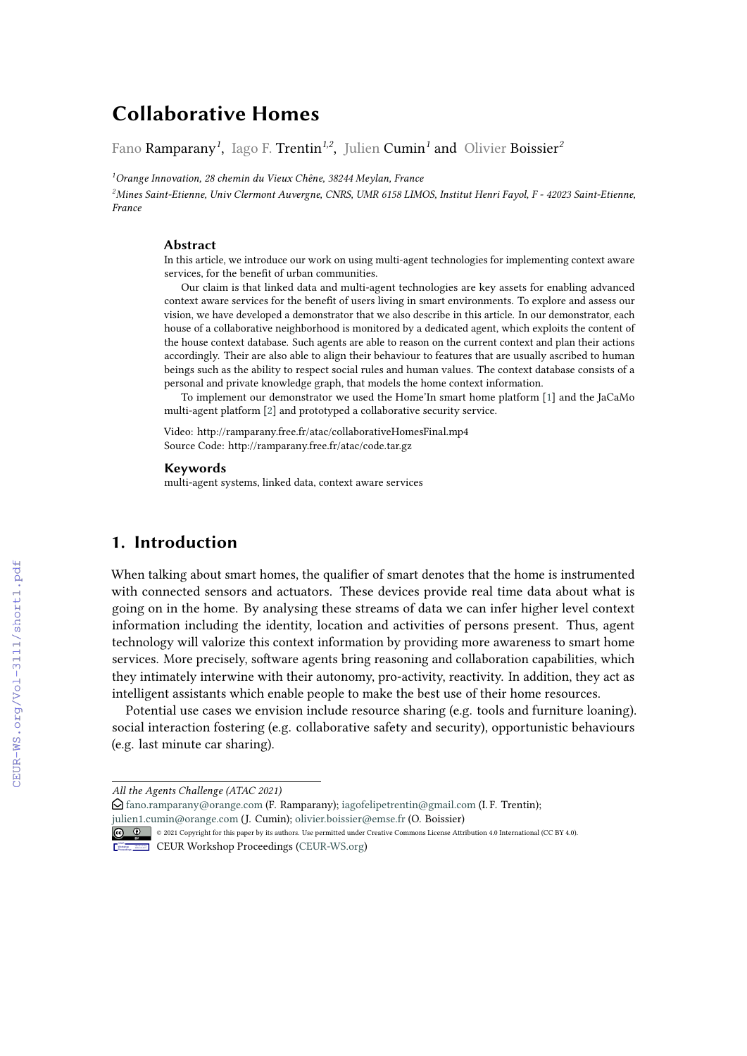# Collaborative Homes

Fano Ramparany[1], Iago F. Trentin[1,2], Julien Cumin[1] and Olivier Boissier[2]

[1]Orange Innovation, 28 chemin du Vieux Chêne, 38244 Meylan, France

[2]Mines Saint-Etienne, Univ Clermont Auvergne, CNRS, UMR 6158 LIMOS, Institut Henri Fayol, F - 42023 Saint-Etienne, France

### Abstract

In this article, we introduce our work on using multi-agent technologies for implementing context aware services, for the benefit of urban communities.

Our claim is that linked data and multi-agent technologies are key assets for enabling advanced context aware services for the benefit of users living in smart environments. To explore and assess our vision, we have developed a demonstrator that we also describe in this article. In our demonstrator, each house of a collaborative neighborhood is monitored by a dedicated agent, which exploits the content of the house context database. Such agents are able to reason on the current context and plan their actions accordingly. Their are also able to align their behaviour to features that are usually ascribed to human beings such as the ability to respect social rules and human values. The context database consists of a personal and private knowledge graph, that models the home context information.

To implement our demonstrator we used the Home'In smart home platform [1] and the JaCaMo multi-agent platform [2] and prototyped a collaborative security service.

Video: http://ramparany.free.fr/atac/collaborativeHomesFinal.mp4
Source Code: http://ramparany.free.fr/atac/code.tar.gz

### Keywords

multi-agent systems, linked data, context aware services

## 1. Introduction

When talking about smart homes, the qualifier of smart denotes that the home is instrumented with connected sensors and actuators. These devices provide real time data about what is going on in the home. By analysing these streams of data we can infer higher level context information including the identity, location and activities of persons present. Thus, agent technology will valorize this context information by providing more awareness to smart home services. More precisely, software agents bring reasoning and collaboration capabilities, which they intimately interwine with their autonomy, pro-activity, reactivity. In addition, they act as intelligent assistants which enable people to make the best use of their home resources.

Potential use cases we envision include resource sharing (e.g. tools and furniture loaning). social interaction fostering (e.g. collaborative safety and security), opportunistic behaviours (e.g. last minute car sharing).

---

*All the Agents Challenge (ATAC 2021)*

fano.ramparany@orange.com (F. Ramparany); iagofelipetrentin@gmail.com (I. F. Trentin); julien1.cumin@orange.com (J. Cumin); olivier.boissier@emse.fr (O. Boissier)

© 2021 Copyright for this paper by its authors. Use permitted under Creative Commons License Attribution 4.0 International (CC BY 4.0).

CEUR Workshop Proceedings (CEUR-WS.org)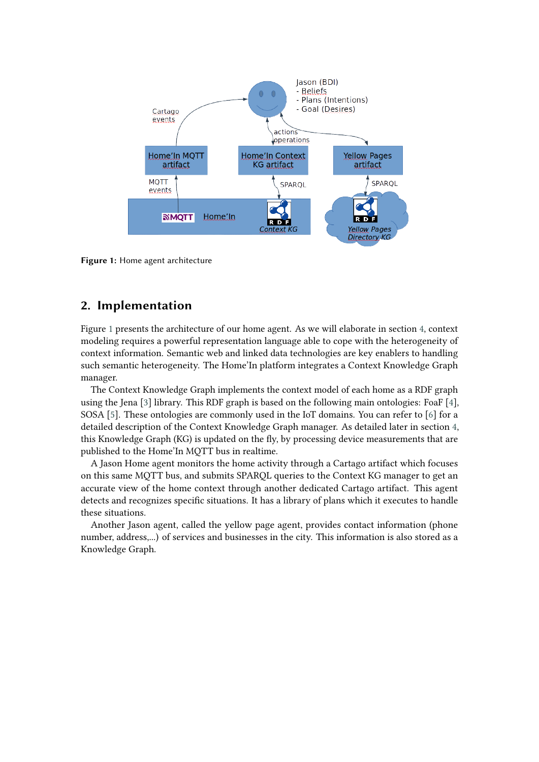Jason (BDI)
- Beliefs
- Plans (Intentions)
- Goal (Desires)

Cartago events

actions operations

Home'In MQTT artifact

Home'In Context KG artifact

Yellow Pages artifact

MQTT events

SPARQL

SPARQL

MQTT Home'In

R D F Context KG

R D F Yellow Pages Directory KG

**Figure 1:** Home agent architecture

## 2. Implementation

Figure 1 presents the architecture of our home agent. As we will elaborate in section 4, context modeling requires a powerful representation language able to cope with the heterogeneity of context information. Semantic web and linked data technologies are key enablers to handling such semantic heterogeneity. The Home'In platform integrates a Context Knowledge Graph manager.

The Context Knowledge Graph implements the context model of each home as a RDF graph using the Jena [3] library. This RDF graph is based on the following main ontologies: FoaF [4], SOSA [5]. These ontologies are commonly used in the IoT domains. You can refer to [6] for a detailed description of the Context Knowledge Graph manager. As detailed later in section 4, this Knowledge Graph (KG) is updated on the fly, by processing device measurements that are published to the Home'In MQTT bus in realtime.

A Jason Home agent monitors the home activity through a Cartago artifact which focuses on this same MQTT bus, and submits SPARQL queries to the Context KG manager to get an accurate view of the home context through another dedicated Cartago artifact. This agent detects and recognizes specific situations. It has a library of plans which it executes to handle these situations.

Another Jason agent, called the yellow page agent, provides contact information (phone number, address,...) of services and businesses in the city. This information is also stored as a Knowledge Graph.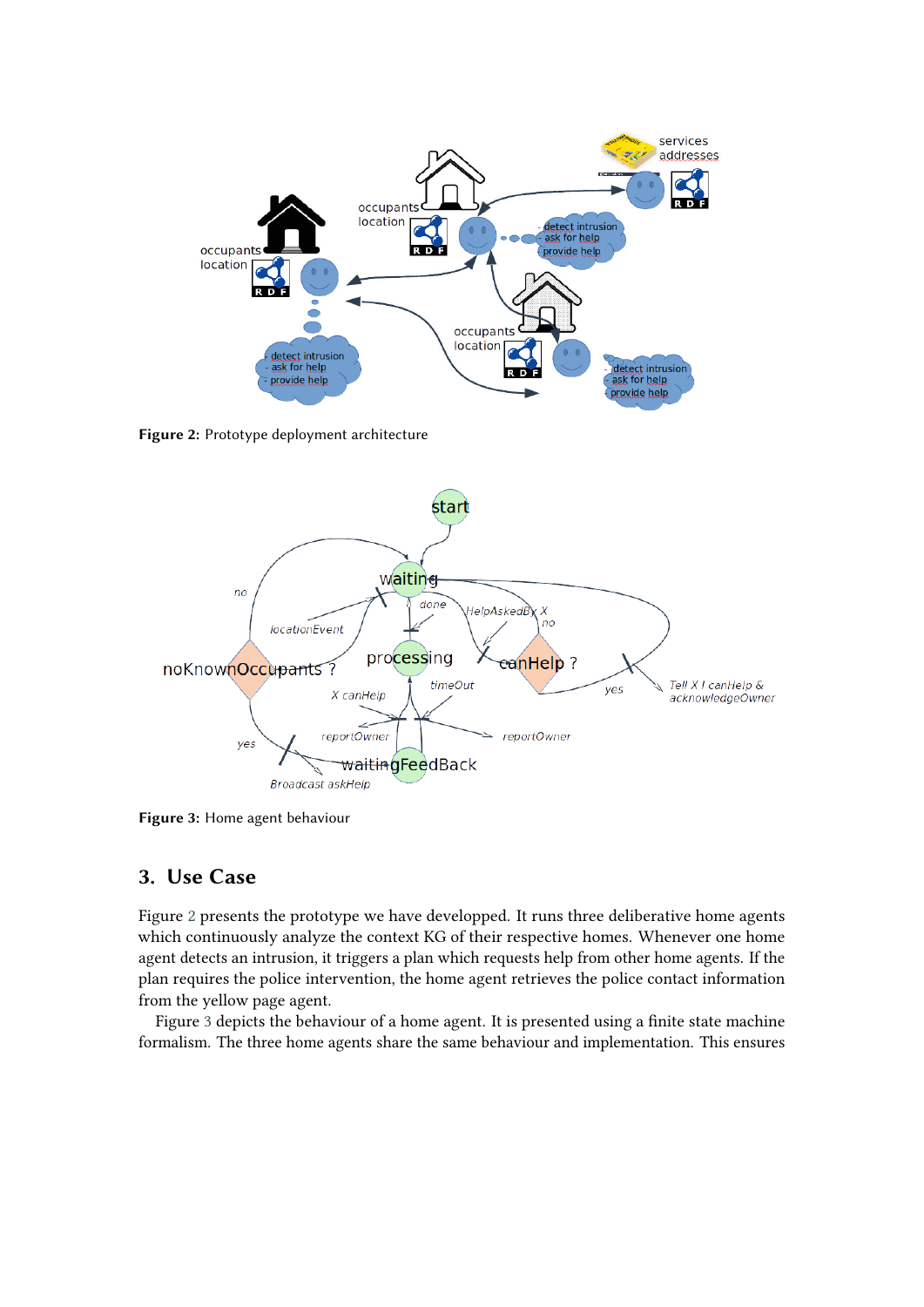services
addresses

occupants
location

occupants
location

- detect intrusion
- ask for help
- provide help

occupants
location

- detect intrusion
- ask for help
- provide help

- detect intrusion
- ask for help
- provide help

**Figure 2:** Prototype deployment architecture

start

waiting

no

done

HelpAskedBy X

locationEvent

no

processing

noKnownOccupants ?

canHelp ?

X canHelp

timeOut

yes

Tell X I canHelp & acknowledgeOwner

reportOwner

reportOwner

yes

waitingFeedBack

Broadcast askHelp

**Figure 3:** Home agent behaviour

## 3. Use Case

Figure 2 presents the prototype we have developped. It runs three deliberative home agents which continuously analyze the context KG of their respective homes. Whenever one home agent detects an intrusion, it triggers a plan which requests help from other home agents. If the plan requires the police intervention, the home agent retrieves the police contact information from the yellow page agent.

Figure 3 depicts the behaviour of a home agent. It is presented using a finite state machine formalism. The three home agents share the same behaviour and implementation. This ensures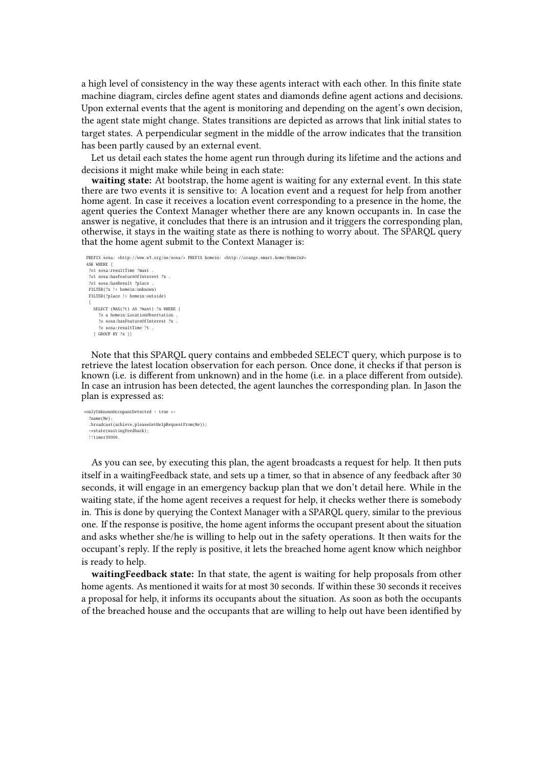a high level of consistency in the way these agents interact with each other. In this finite state machine diagram, circles define agent states and diamonds define agent actions and decisions. Upon external events that the agent is monitoring and depending on the agent's own decision, the agent state might change. States transitions are depicted as arrows that link initial states to target states. A perpendicular segment in the middle of the arrow indicates that the transition has been partly caused by an external event.

Let us detail each states the home agent run through during its lifetime and the actions and decisions it might make while being in each state:

**waiting state:** At bootstrap, the home agent is waiting for any external event. In this state there are two events it is sensitive to: A location event and a request for help from another home agent. In case it receives a location event corresponding to a presence in the home, the agent queries the Context Manager whether there are any known occupants in. In case the answer is negative, it concludes that there is an intrusion and it triggers the corresponding plan, otherwise, it stays in the waiting state as there is nothing to worry about. The SPARQL query that the home agent submit to the Context Manager is:

```
PREFIX sosa: <http://www.w3.org/ns/sosa/> PREFIX homein: <http://orange.smart.home/HomeIn#>
ASK WHERE {
 ?o1 sosa:resultTime ?maxt .
 ?o1 sosa:hasFeatureOfInterest ?x .
 ?o1 sosa:hasResult ?place .
 FILTER(?x != homein:unknown)
 FILTER(?place != homein:outside)
 {
   SELECT (MAX(?t) AS ?maxt) ?x WHERE {
     ?o a homein:LocationObservation .
     ?o sosa:hasFeatureOfInterest ?x .
     ?o sosa:resultTime ?t .
   } GROUP BY ?x }}
```

Note that this SPARQL query contains and embbeded SELECT query, which purpose is to retrieve the latest location observation for each person. Once done, it checks if that person is known (i.e. is different from unknown) and in the home (i.e. in a place different from outside). In case an intrusion has been detected, the agent launches the corresponding plan. In Jason the plan is expressed as:

```
+onlyUnknownOccupantDetected : true <-
  ?name(Me);
  .broadcast(achieve,pleaseGetHelpRequestFrom(Me));
  -+state(waitingFeedback);
  !!timer30000.
```

As you can see, by executing this plan, the agent broadcasts a request for help. It then puts itself in a waitingFeedback state, and sets up a timer, so that in absence of any feedback after 30 seconds, it will engage in an emergency backup plan that we don't detail here. While in the waiting state, if the home agent receives a request for help, it checks wether there is somebody in. This is done by querying the Context Manager with a SPARQL query, similar to the previous one. If the response is positive, the home agent informs the occupant present about the situation and asks whether she/he is willing to help out in the safety operations. It then waits for the occupant's reply. If the reply is positive, it lets the breached home agent know which neighbor is ready to help.

**waitingFeedback state:** In that state, the agent is waiting for help proposals from other home agents. As mentioned it waits for at most 30 seconds. If within these 30 seconds it receives a proposal for help, it informs its occupants about the situation. As soon as both the occupants of the breached house and the occupants that are willing to help out have been identified by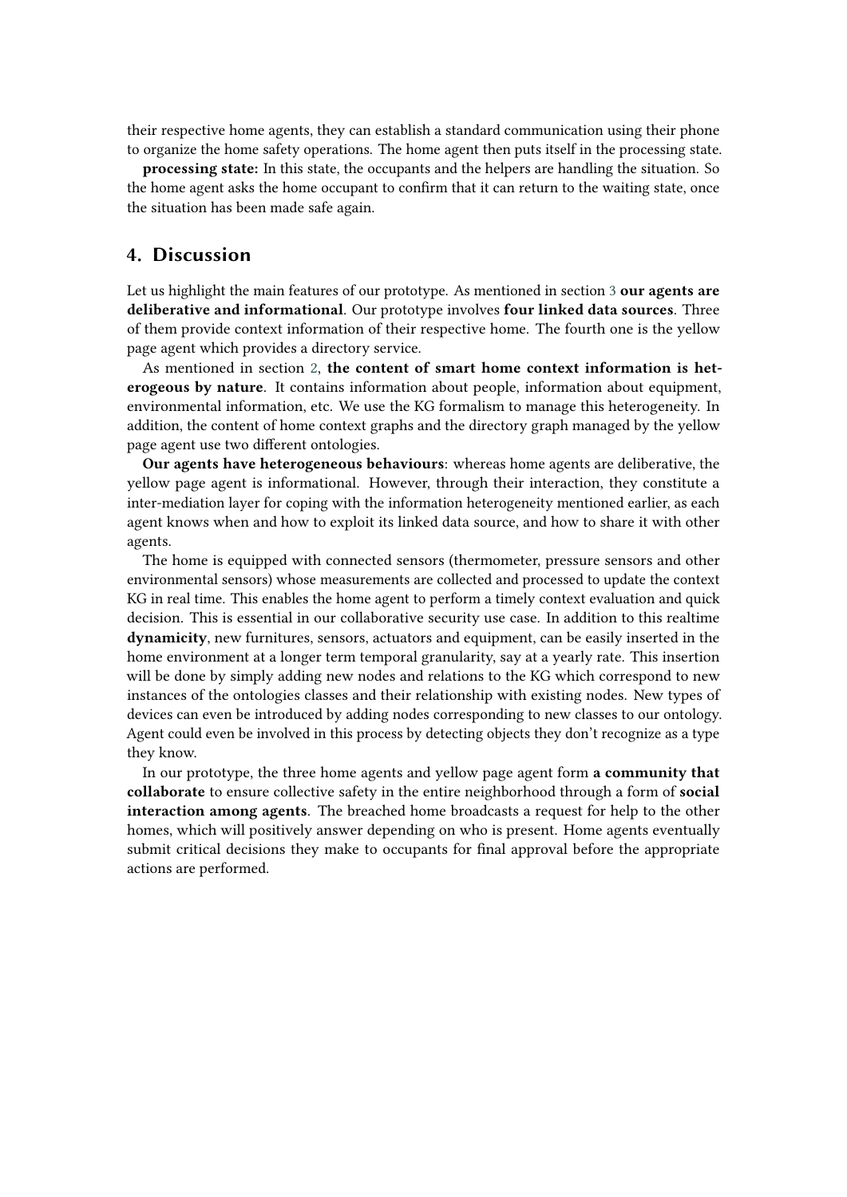their respective home agents, they can establish a standard communication using their phone to organize the home safety operations. The home agent then puts itself in the processing state.

**processing state:** In this state, the occupants and the helpers are handling the situation. So the home agent asks the home occupant to confirm that it can return to the waiting state, once the situation has been made safe again.

## 4. Discussion

Let us highlight the main features of our prototype. As mentioned in section 3 **our agents are deliberative and informational**. Our prototype involves **four linked data sources**. Three of them provide context information of their respective home. The fourth one is the yellow page agent which provides a directory service.

As mentioned in section 2, **the content of smart home context information is heterogeous by nature**. It contains information about people, information about equipment, environmental information, etc. We use the KG formalism to manage this heterogeneity. In addition, the content of home context graphs and the directory graph managed by the yellow page agent use two different ontologies.

**Our agents have heterogeneous behaviours**: whereas home agents are deliberative, the yellow page agent is informational. However, through their interaction, they constitute a inter-mediation layer for coping with the information heterogeneity mentioned earlier, as each agent knows when and how to exploit its linked data source, and how to share it with other agents.

The home is equipped with connected sensors (thermometer, pressure sensors and other environmental sensors) whose measurements are collected and processed to update the context KG in real time. This enables the home agent to perform a timely context evaluation and quick decision. This is essential in our collaborative security use case. In addition to this realtime **dynamicity**, new furnitures, sensors, actuators and equipment, can be easily inserted in the home environment at a longer term temporal granularity, say at a yearly rate. This insertion will be done by simply adding new nodes and relations to the KG which correspond to new instances of the ontologies classes and their relationship with existing nodes. New types of devices can even be introduced by adding nodes corresponding to new classes to our ontology. Agent could even be involved in this process by detecting objects they don't recognize as a type they know.

In our prototype, the three home agents and yellow page agent form **a community that collaborate** to ensure collective safety in the entire neighborhood through a form of **social interaction among agents**. The breached home broadcasts a request for help to the other homes, which will positively answer depending on who is present. Home agents eventually submit critical decisions they make to occupants for final approval before the appropriate actions are performed.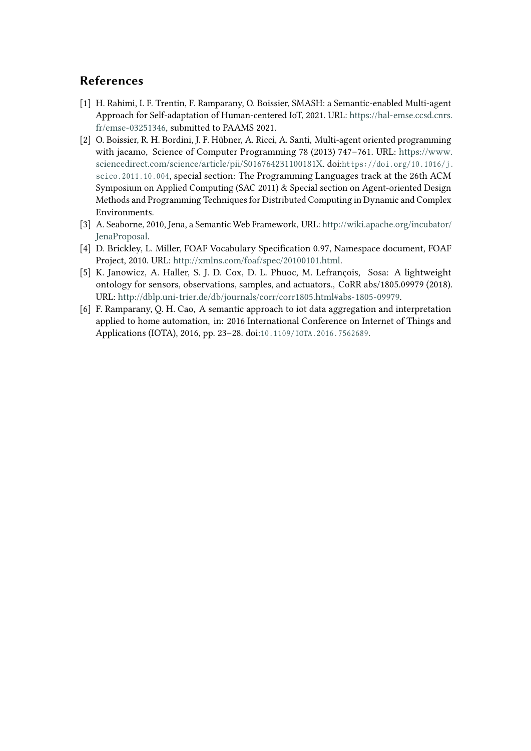## References

[1] H. Rahimi, I. F. Trentin, F. Ramparany, O. Boissier, SMASH: a Semantic-enabled Multi-agent Approach for Self-adaptation of Human-centered IoT, 2021. URL: https://hal-emse.ccsd.cnrs.fr/emse-03251346, submitted to PAAMS 2021.

[2] O. Boissier, R. H. Bordini, J. F. Hübner, A. Ricci, A. Santi, Multi-agent oriented programming with jacamo, Science of Computer Programming 78 (2013) 747–761. URL: https://www.sciencedirect.com/science/article/pii/S016764231100181X. doi:https://doi.org/10.1016/j.scico.2011.10.004, special section: The Programming Languages track at the 26th ACM Symposium on Applied Computing (SAC 2011) & Special section on Agent-oriented Design Methods and Programming Techniques for Distributed Computing in Dynamic and Complex Environments.

[3] A. Seaborne, 2010, Jena, a Semantic Web Framework, URL: http://wiki.apache.org/incubator/JenaProposal.

[4] D. Brickley, L. Miller, FOAF Vocabulary Specification 0.97, Namespace document, FOAF Project, 2010. URL: http://xmlns.com/foaf/spec/20100101.html.

[5] K. Janowicz, A. Haller, S. J. D. Cox, D. L. Phuoc, M. Lefrançois, Sosa: A lightweight ontology for sensors, observations, samples, and actuators., CoRR abs/1805.09979 (2018). URL: http://dblp.uni-trier.de/db/journals/corr/corr1805.html#abs-1805-09979.

[6] F. Ramparany, Q. H. Cao, A semantic approach to iot data aggregation and interpretation applied to home automation, in: 2016 International Conference on Internet of Things and Applications (IOTA), 2016, pp. 23–28. doi:10.1109/IOTA.2016.7562689.